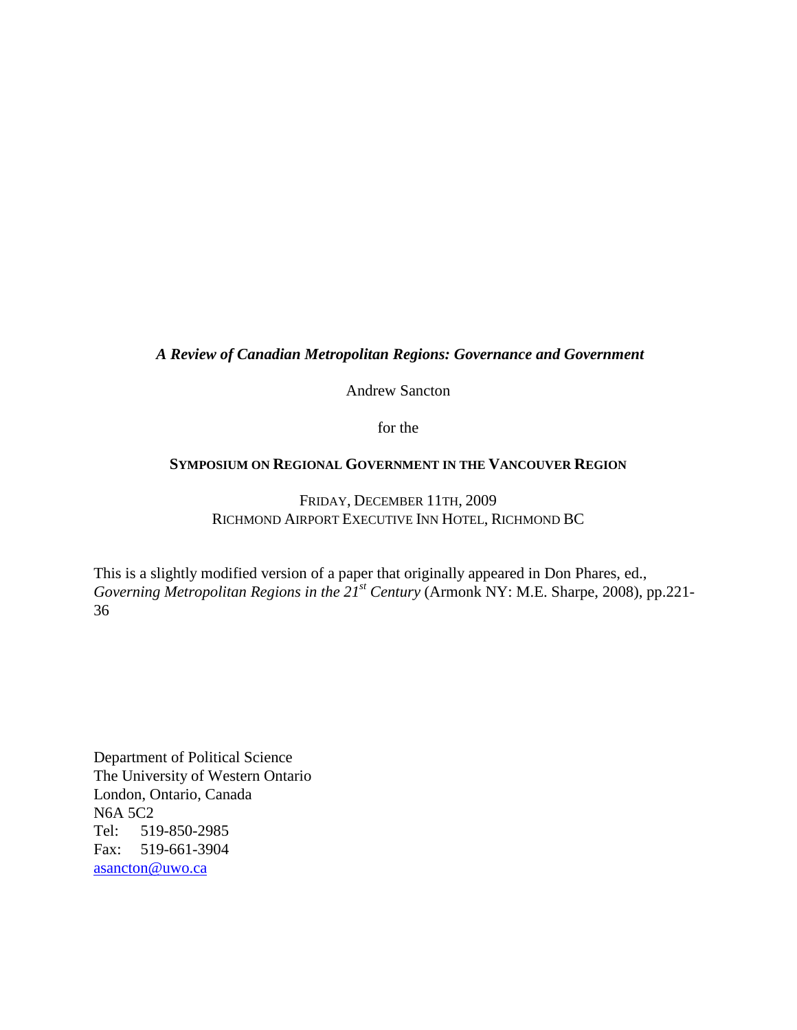***A Review of Canadian Metropolitan Regions: Governance and Government***

Andrew Sancton

for the

**SYMPOSIUM ON REGIONAL GOVERNMENT IN THE VANCOUVER REGION**

FRIDAY, DECEMBER 11TH, 2009
RICHMOND AIRPORT EXECUTIVE INN HOTEL, RICHMOND BC

This is a slightly modified version of a paper that originally appeared in Don Phares, ed., *Governing Metropolitan Regions in the 21st Century* (Armonk NY: M.E. Sharpe, 2008), pp.221-36

Department of Political Science
The University of Western Ontario
London, Ontario, Canada
N6A 5C2
Tel: 519-850-2985
Fax: 519-661-3904
asancton@uwo.ca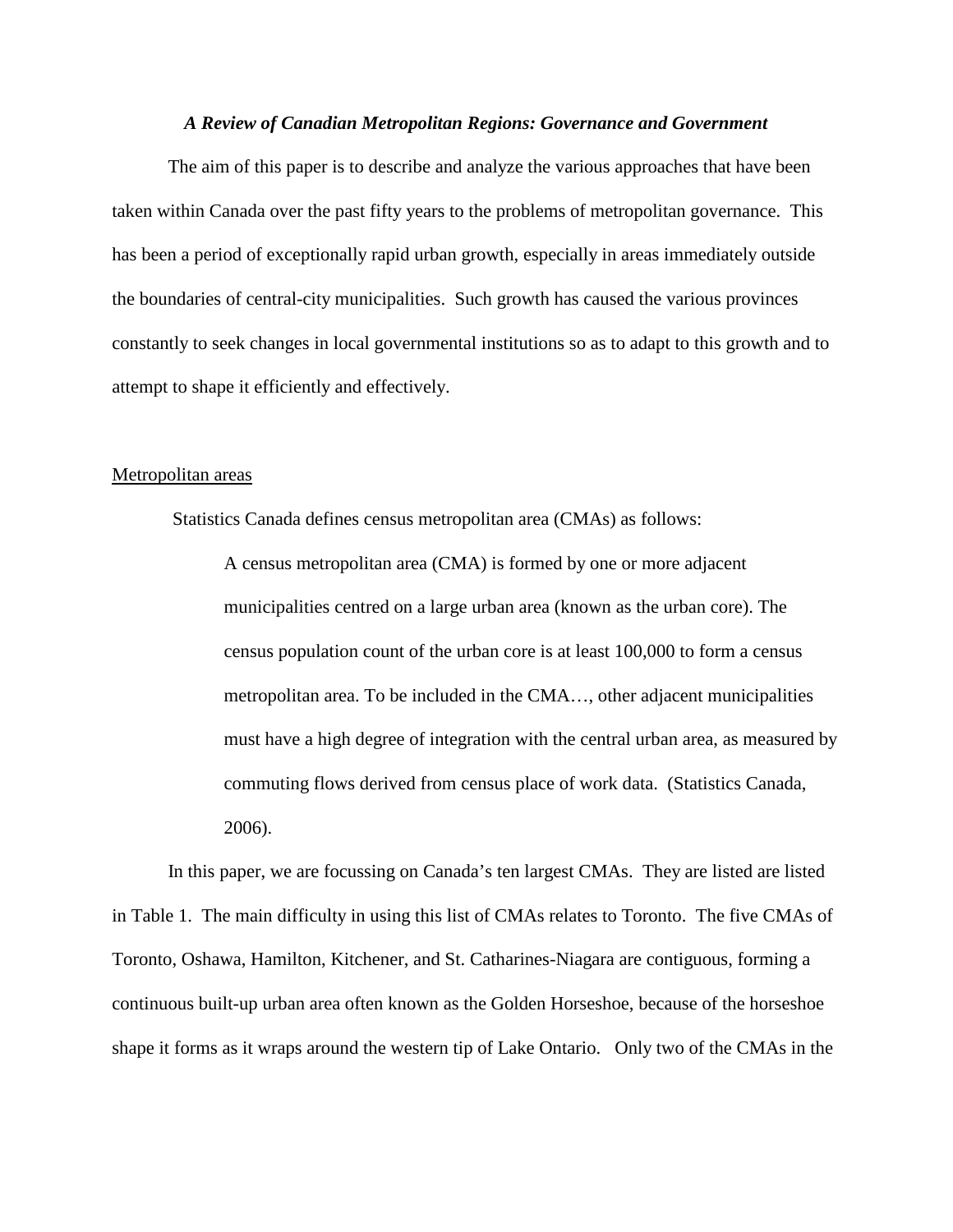***A Review of Canadian Metropolitan Regions: Governance and Government***

The aim of this paper is to describe and analyze the various approaches that have been taken within Canada over the past fifty years to the problems of metropolitan governance. This has been a period of exceptionally rapid urban growth, especially in areas immediately outside the boundaries of central-city municipalities. Such growth has caused the various provinces constantly to seek changes in local governmental institutions so as to adapt to this growth and to attempt to shape it efficiently and effectively.

<u>Metropolitan areas</u>

Statistics Canada defines census metropolitan area (CMAs) as follows:

> A census metropolitan area (CMA) is formed by one or more adjacent municipalities centred on a large urban area (known as the urban core). The census population count of the urban core is at least 100,000 to form a census metropolitan area. To be included in the CMA…, other adjacent municipalities must have a high degree of integration with the central urban area, as measured by commuting flows derived from census place of work data. (Statistics Canada, 2006).

In this paper, we are focussing on Canada's ten largest CMAs. They are listed are listed in Table 1. The main difficulty in using this list of CMAs relates to Toronto. The five CMAs of Toronto, Oshawa, Hamilton, Kitchener, and St. Catharines-Niagara are contiguous, forming a continuous built-up urban area often known as the Golden Horseshoe, because of the horseshoe shape it forms as it wraps around the western tip of Lake Ontario. Only two of the CMAs in the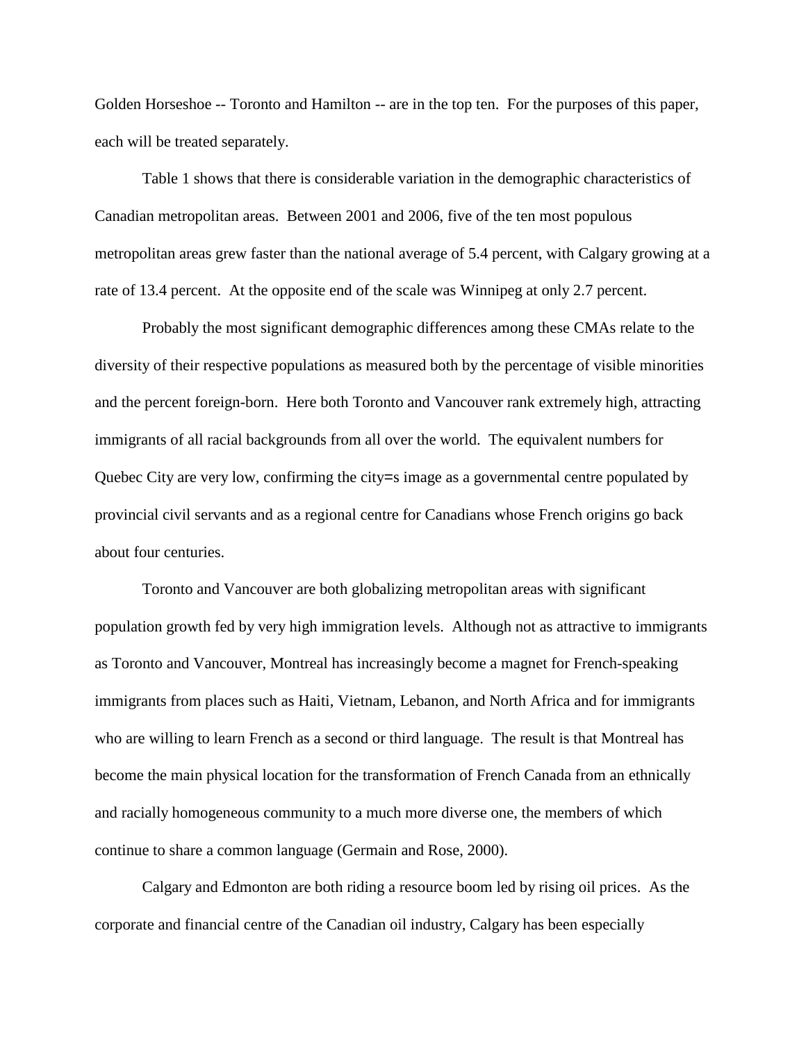Golden Horseshoe -- Toronto and Hamilton -- are in the top ten. For the purposes of this paper, each will be treated separately.

Table 1 shows that there is considerable variation in the demographic characteristics of Canadian metropolitan areas. Between 2001 and 2006, five of the ten most populous metropolitan areas grew faster than the national average of 5.4 percent, with Calgary growing at a rate of 13.4 percent. At the opposite end of the scale was Winnipeg at only 2.7 percent.

Probably the most significant demographic differences among these CMAs relate to the diversity of their respective populations as measured both by the percentage of visible minorities and the percent foreign-born. Here both Toronto and Vancouver rank extremely high, attracting immigrants of all racial backgrounds from all over the world. The equivalent numbers for Quebec City are very low, confirming the city=s image as a governmental centre populated by provincial civil servants and as a regional centre for Canadians whose French origins go back about four centuries.

Toronto and Vancouver are both globalizing metropolitan areas with significant population growth fed by very high immigration levels. Although not as attractive to immigrants as Toronto and Vancouver, Montreal has increasingly become a magnet for French-speaking immigrants from places such as Haiti, Vietnam, Lebanon, and North Africa and for immigrants who are willing to learn French as a second or third language. The result is that Montreal has become the main physical location for the transformation of French Canada from an ethnically and racially homogeneous community to a much more diverse one, the members of which continue to share a common language (Germain and Rose, 2000).

Calgary and Edmonton are both riding a resource boom led by rising oil prices. As the corporate and financial centre of the Canadian oil industry, Calgary has been especially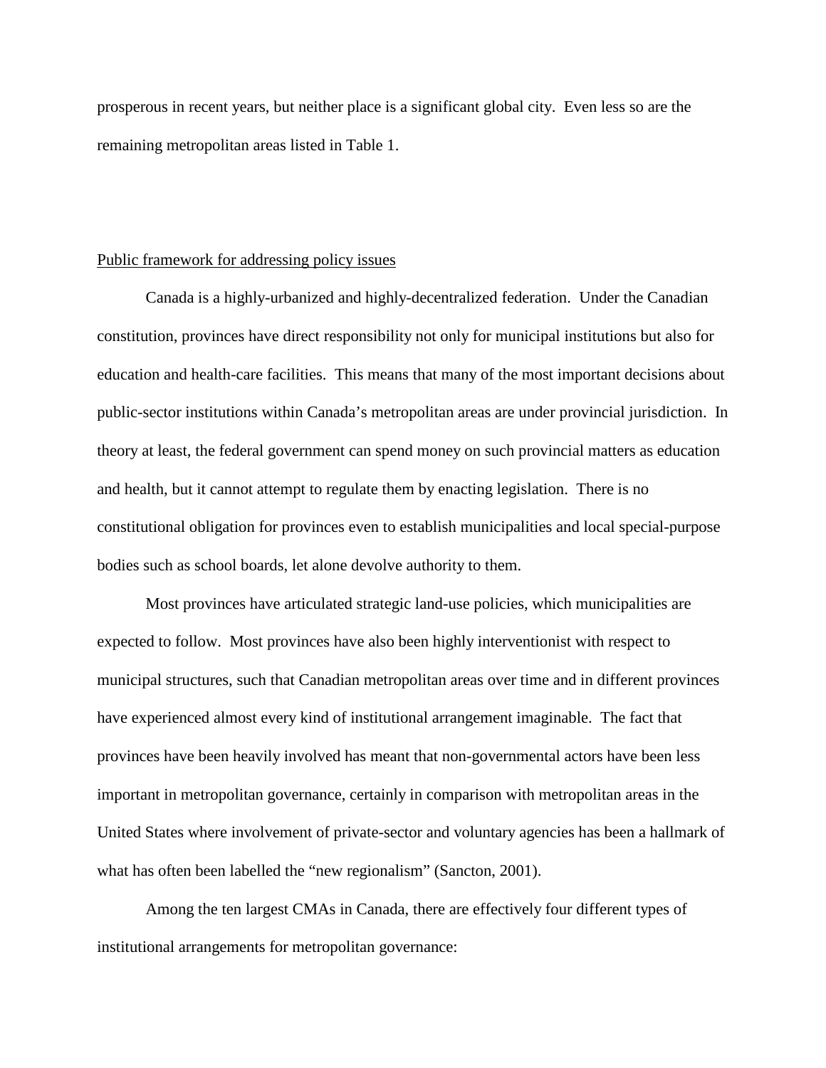prosperous in recent years, but neither place is a significant global city. Even less so are the remaining metropolitan areas listed in Table 1.

## Public framework for addressing policy issues

Canada is a highly-urbanized and highly-decentralized federation. Under the Canadian constitution, provinces have direct responsibility not only for municipal institutions but also for education and health-care facilities. This means that many of the most important decisions about public-sector institutions within Canada's metropolitan areas are under provincial jurisdiction. In theory at least, the federal government can spend money on such provincial matters as education and health, but it cannot attempt to regulate them by enacting legislation. There is no constitutional obligation for provinces even to establish municipalities and local special-purpose bodies such as school boards, let alone devolve authority to them.

Most provinces have articulated strategic land-use policies, which municipalities are expected to follow. Most provinces have also been highly interventionist with respect to municipal structures, such that Canadian metropolitan areas over time and in different provinces have experienced almost every kind of institutional arrangement imaginable. The fact that provinces have been heavily involved has meant that non-governmental actors have been less important in metropolitan governance, certainly in comparison with metropolitan areas in the United States where involvement of private-sector and voluntary agencies has been a hallmark of what has often been labelled the "new regionalism" (Sancton, 2001).

Among the ten largest CMAs in Canada, there are effectively four different types of institutional arrangements for metropolitan governance: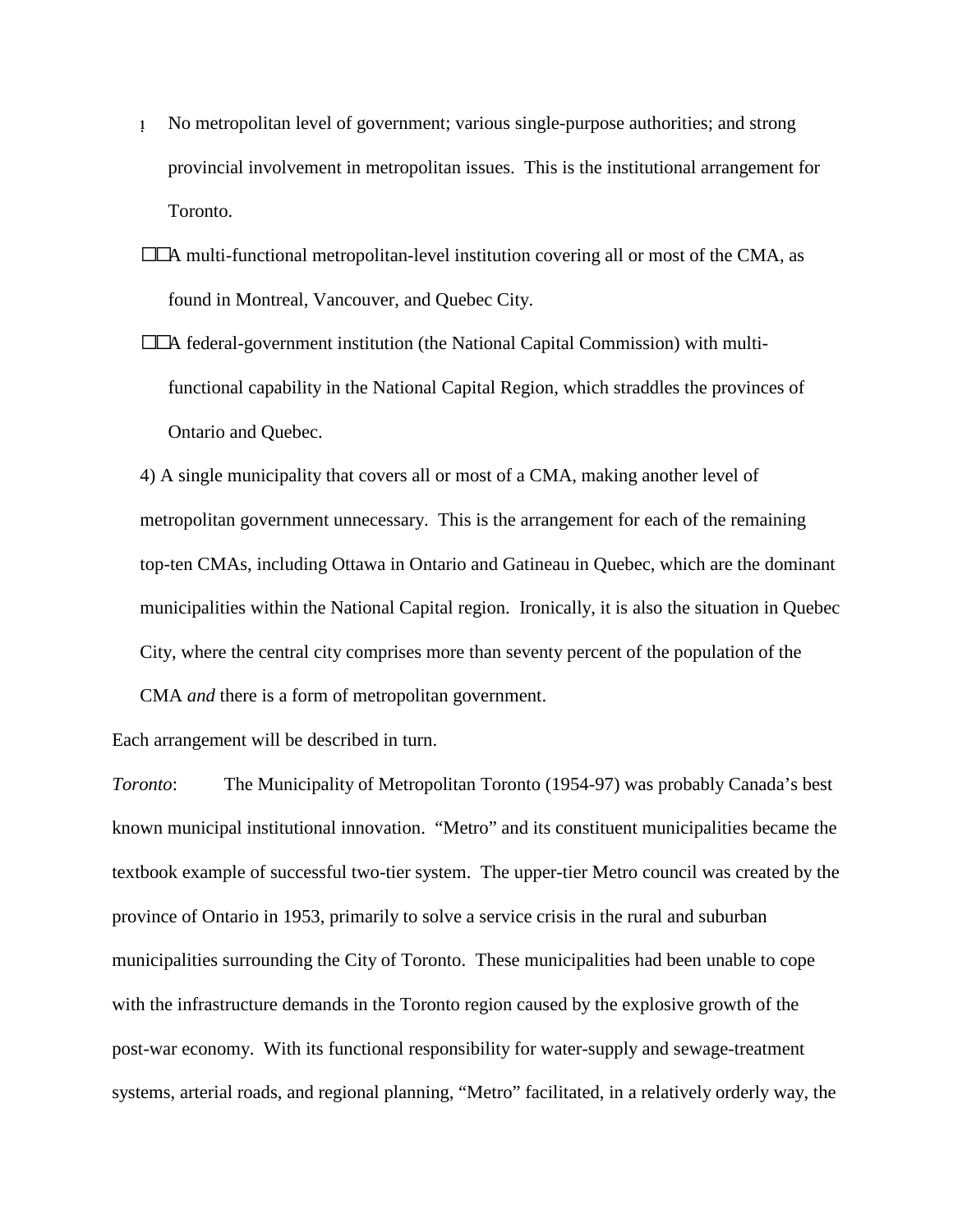1) No metropolitan level of government; various single-purpose authorities; and strong provincial involvement in metropolitan issues. This is the institutional arrangement for Toronto.

2) A multi-functional metropolitan-level institution covering all or most of the CMA, as found in Montreal, Vancouver, and Quebec City.

3) A federal-government institution (the National Capital Commission) with multi-functional capability in the National Capital Region, which straddles the provinces of Ontario and Quebec.

4) A single municipality that covers all or most of a CMA, making another level of metropolitan government unnecessary. This is the arrangement for each of the remaining top-ten CMAs, including Ottawa in Ontario and Gatineau in Quebec, which are the dominant municipalities within the National Capital region. Ironically, it is also the situation in Quebec City, where the central city comprises more than seventy percent of the population of the CMA *and* there is a form of metropolitan government.

Each arrangement will be described in turn.

*Toronto*: The Municipality of Metropolitan Toronto (1954-97) was probably Canada's best known municipal institutional innovation. "Metro" and its constituent municipalities became the textbook example of successful two-tier system. The upper-tier Metro council was created by the province of Ontario in 1953, primarily to solve a service crisis in the rural and suburban municipalities surrounding the City of Toronto. These municipalities had been unable to cope with the infrastructure demands in the Toronto region caused by the explosive growth of the post-war economy. With its functional responsibility for water-supply and sewage-treatment systems, arterial roads, and regional planning, "Metro" facilitated, in a relatively orderly way, the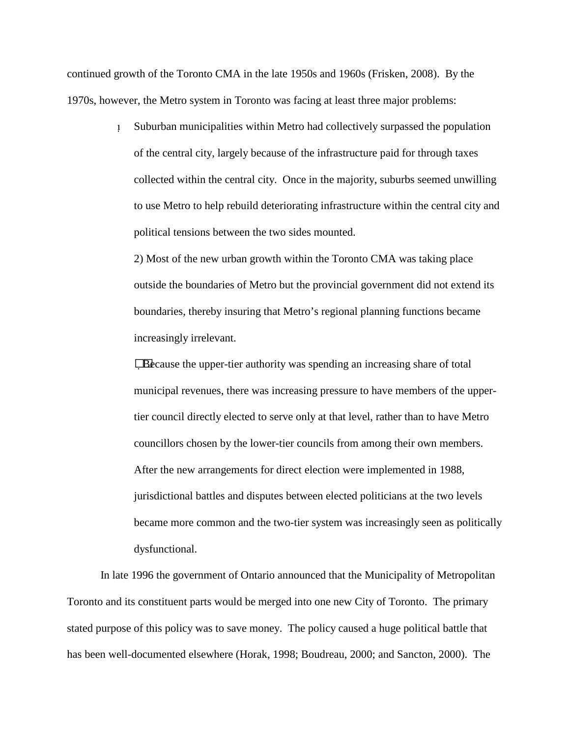continued growth of the Toronto CMA in the late 1950s and 1960s (Frisken, 2008). By the 1970s, however, the Metro system in Toronto was facing at least three major problems:

1) Suburban municipalities within Metro had collectively surpassed the population of the central city, largely because of the infrastructure paid for through taxes collected within the central city. Once in the majority, suburbs seemed unwilling to use Metro to help rebuild deteriorating infrastructure within the central city and political tensions between the two sides mounted.

2) Most of the new urban growth within the Toronto CMA was taking place outside the boundaries of Metro but the provincial government did not extend its boundaries, thereby insuring that Metro's regional planning functions became increasingly irrelevant.

3) Because the upper-tier authority was spending an increasing share of total municipal revenues, there was increasing pressure to have members of the upper-tier council directly elected to serve only at that level, rather than to have Metro councillors chosen by the lower-tier councils from among their own members. After the new arrangements for direct election were implemented in 1988, jurisdictional battles and disputes between elected politicians at the two levels became more common and the two-tier system was increasingly seen as politically dysfunctional.

In late 1996 the government of Ontario announced that the Municipality of Metropolitan Toronto and its constituent parts would be merged into one new City of Toronto. The primary stated purpose of this policy was to save money. The policy caused a huge political battle that has been well-documented elsewhere (Horak, 1998; Boudreau, 2000; and Sancton, 2000). The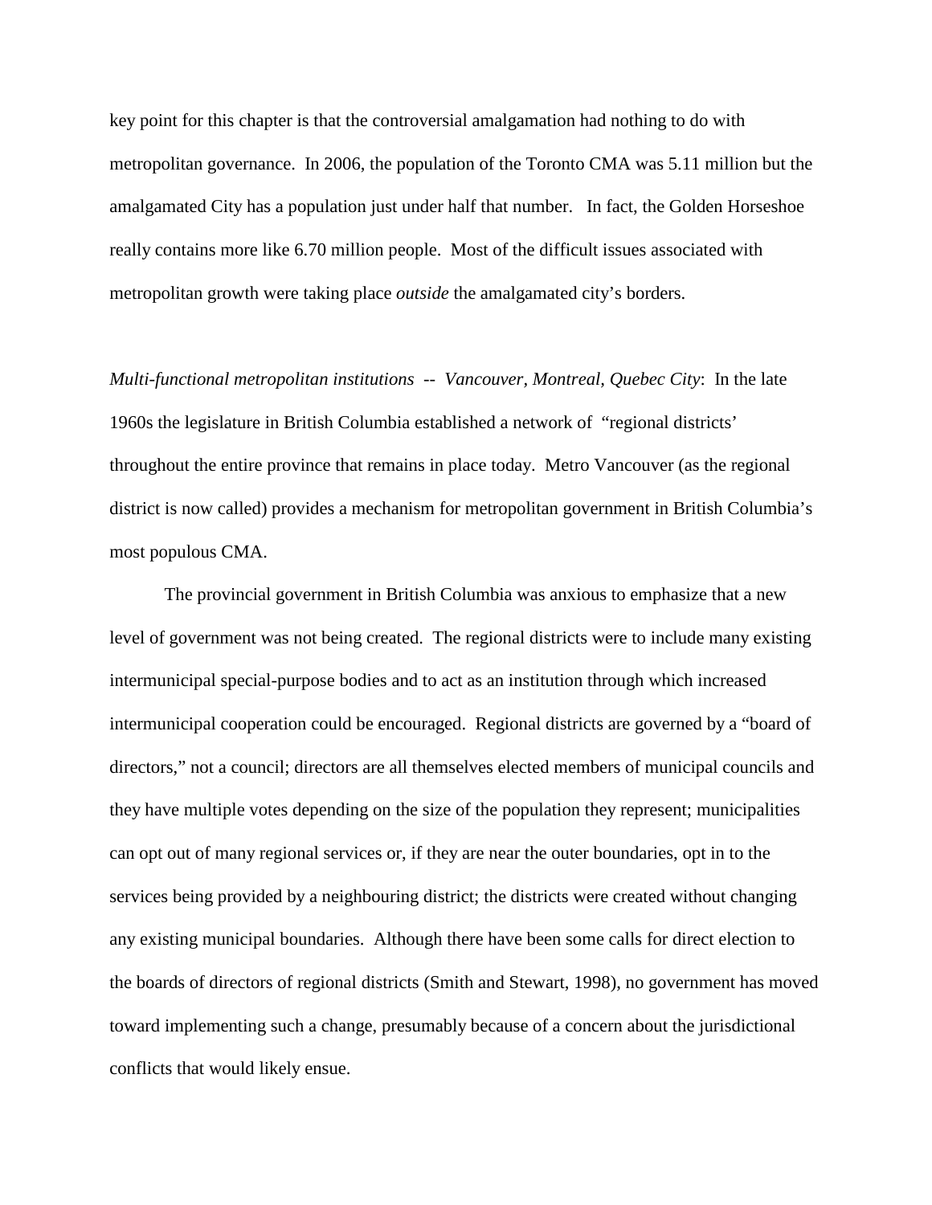key point for this chapter is that the controversial amalgamation had nothing to do with metropolitan governance. In 2006, the population of the Toronto CMA was 5.11 million but the amalgamated City has a population just under half that number. In fact, the Golden Horseshoe really contains more like 6.70 million people. Most of the difficult issues associated with metropolitan growth were taking place *outside* the amalgamated city's borders.

*Multi-functional metropolitan institutions -- Vancouver, Montreal, Quebec City*: In the late 1960s the legislature in British Columbia established a network of "regional districts' throughout the entire province that remains in place today. Metro Vancouver (as the regional district is now called) provides a mechanism for metropolitan government in British Columbia's most populous CMA.

The provincial government in British Columbia was anxious to emphasize that a new level of government was not being created. The regional districts were to include many existing intermunicipal special-purpose bodies and to act as an institution through which increased intermunicipal cooperation could be encouraged. Regional districts are governed by a "board of directors," not a council; directors are all themselves elected members of municipal councils and they have multiple votes depending on the size of the population they represent; municipalities can opt out of many regional services or, if they are near the outer boundaries, opt in to the services being provided by a neighbouring district; the districts were created without changing any existing municipal boundaries. Although there have been some calls for direct election to the boards of directors of regional districts (Smith and Stewart, 1998), no government has moved toward implementing such a change, presumably because of a concern about the jurisdictional conflicts that would likely ensue.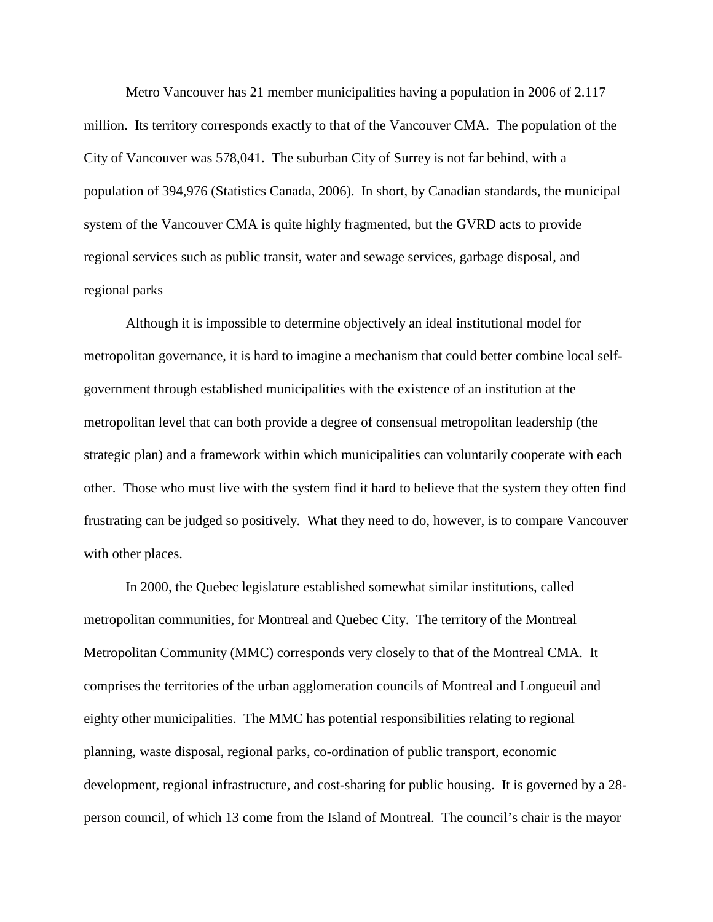Metro Vancouver has 21 member municipalities having a population in 2006 of 2.117 million. Its territory corresponds exactly to that of the Vancouver CMA. The population of the City of Vancouver was 578,041. The suburban City of Surrey is not far behind, with a population of 394,976 (Statistics Canada, 2006). In short, by Canadian standards, the municipal system of the Vancouver CMA is quite highly fragmented, but the GVRD acts to provide regional services such as public transit, water and sewage services, garbage disposal, and regional parks

Although it is impossible to determine objectively an ideal institutional model for metropolitan governance, it is hard to imagine a mechanism that could better combine local self-government through established municipalities with the existence of an institution at the metropolitan level that can both provide a degree of consensual metropolitan leadership (the strategic plan) and a framework within which municipalities can voluntarily cooperate with each other. Those who must live with the system find it hard to believe that the system they often find frustrating can be judged so positively. What they need to do, however, is to compare Vancouver with other places.

In 2000, the Quebec legislature established somewhat similar institutions, called metropolitan communities, for Montreal and Quebec City. The territory of the Montreal Metropolitan Community (MMC) corresponds very closely to that of the Montreal CMA. It comprises the territories of the urban agglomeration councils of Montreal and Longueuil and eighty other municipalities. The MMC has potential responsibilities relating to regional planning, waste disposal, regional parks, co-ordination of public transport, economic development, regional infrastructure, and cost-sharing for public housing. It is governed by a 28-person council, of which 13 come from the Island of Montreal. The council's chair is the mayor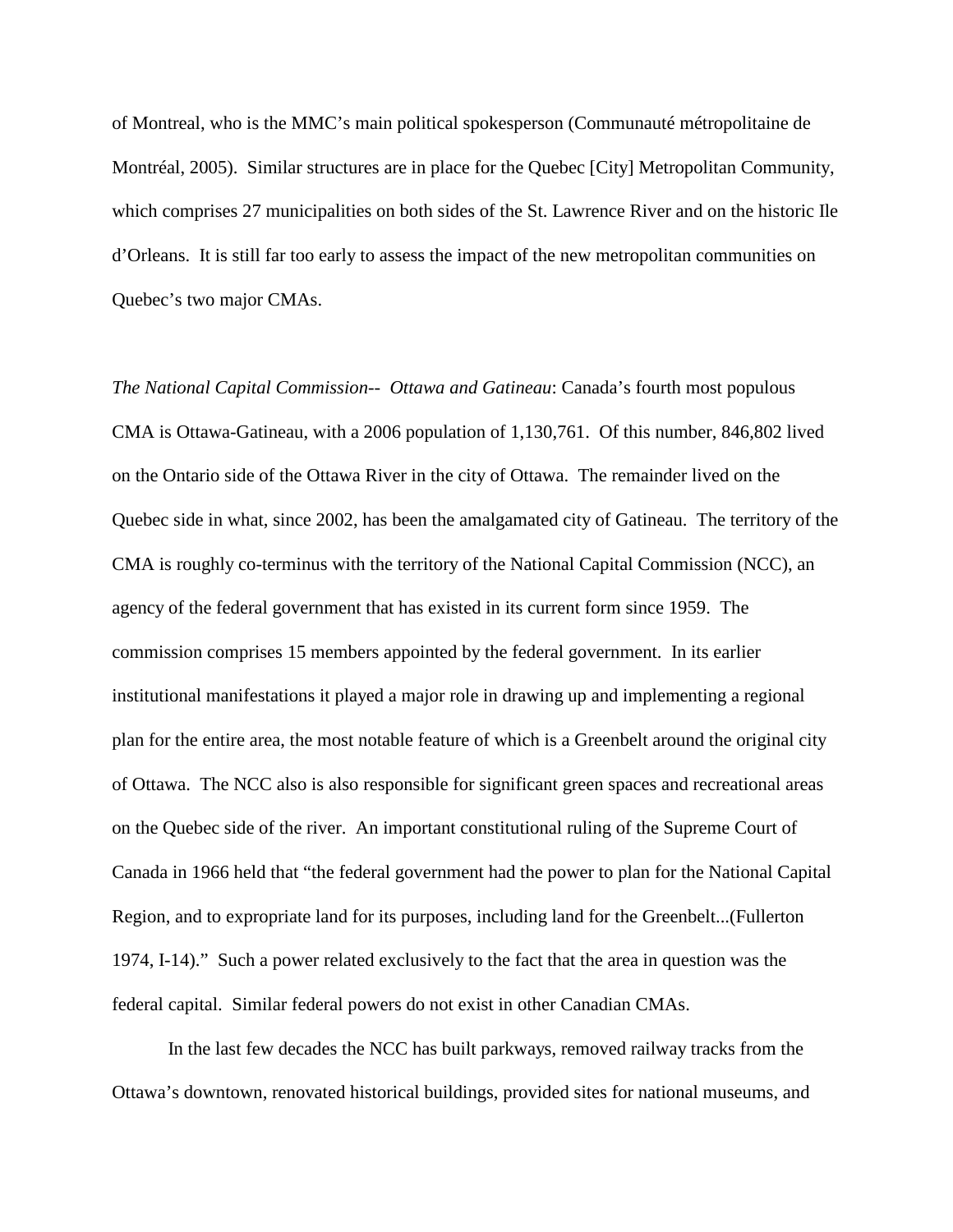of Montreal, who is the MMC's main political spokesperson (Communauté métropolitaine de Montréal, 2005). Similar structures are in place for the Quebec [City] Metropolitan Community, which comprises 27 municipalities on both sides of the St. Lawrence River and on the historic Ile d'Orleans. It is still far too early to assess the impact of the new metropolitan communities on Quebec's two major CMAs.

*The National Capital Commission-- Ottawa and Gatineau*: Canada's fourth most populous CMA is Ottawa-Gatineau, with a 2006 population of 1,130,761. Of this number, 846,802 lived on the Ontario side of the Ottawa River in the city of Ottawa. The remainder lived on the Quebec side in what, since 2002, has been the amalgamated city of Gatineau. The territory of the CMA is roughly co-terminus with the territory of the National Capital Commission (NCC), an agency of the federal government that has existed in its current form since 1959. The commission comprises 15 members appointed by the federal government. In its earlier institutional manifestations it played a major role in drawing up and implementing a regional plan for the entire area, the most notable feature of which is a Greenbelt around the original city of Ottawa. The NCC also is also responsible for significant green spaces and recreational areas on the Quebec side of the river. An important constitutional ruling of the Supreme Court of Canada in 1966 held that "the federal government had the power to plan for the National Capital Region, and to expropriate land for its purposes, including land for the Greenbelt...(Fullerton 1974, I-14)." Such a power related exclusively to the fact that the area in question was the federal capital. Similar federal powers do not exist in other Canadian CMAs.

In the last few decades the NCC has built parkways, removed railway tracks from the Ottawa's downtown, renovated historical buildings, provided sites for national museums, and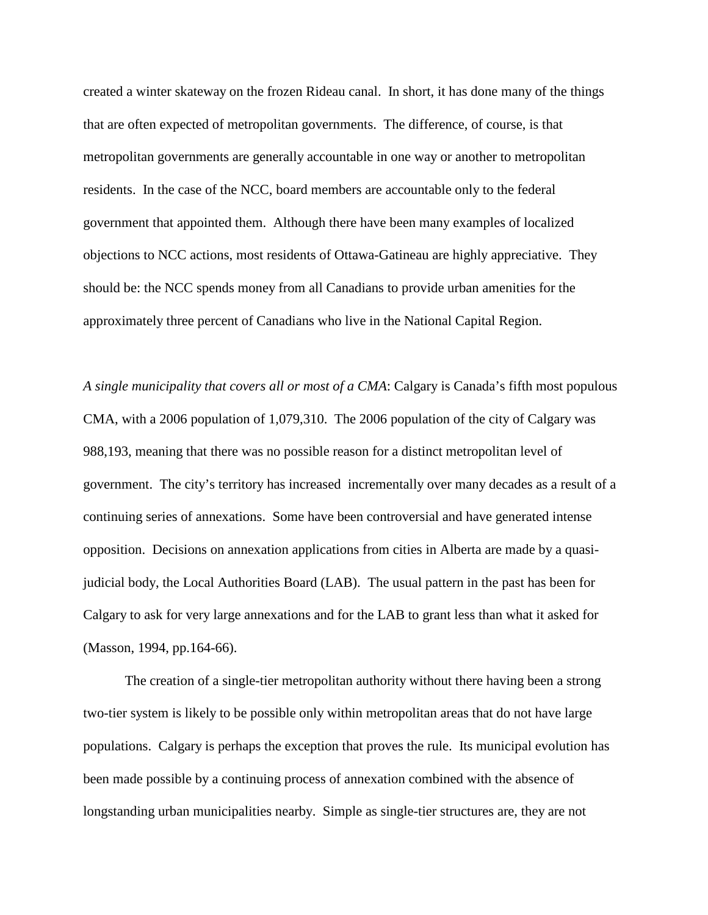created a winter skateway on the frozen Rideau canal. In short, it has done many of the things that are often expected of metropolitan governments. The difference, of course, is that metropolitan governments are generally accountable in one way or another to metropolitan residents. In the case of the NCC, board members are accountable only to the federal government that appointed them. Although there have been many examples of localized objections to NCC actions, most residents of Ottawa-Gatineau are highly appreciative. They should be: the NCC spends money from all Canadians to provide urban amenities for the approximately three percent of Canadians who live in the National Capital Region.

*A single municipality that covers all or most of a CMA*: Calgary is Canada's fifth most populous CMA, with a 2006 population of 1,079,310. The 2006 population of the city of Calgary was 988,193, meaning that there was no possible reason for a distinct metropolitan level of government. The city's territory has increased incrementally over many decades as a result of a continuing series of annexations. Some have been controversial and have generated intense opposition. Decisions on annexation applications from cities in Alberta are made by a quasi-judicial body, the Local Authorities Board (LAB). The usual pattern in the past has been for Calgary to ask for very large annexations and for the LAB to grant less than what it asked for (Masson, 1994, pp.164-66).

The creation of a single-tier metropolitan authority without there having been a strong two-tier system is likely to be possible only within metropolitan areas that do not have large populations. Calgary is perhaps the exception that proves the rule. Its municipal evolution has been made possible by a continuing process of annexation combined with the absence of longstanding urban municipalities nearby. Simple as single-tier structures are, they are not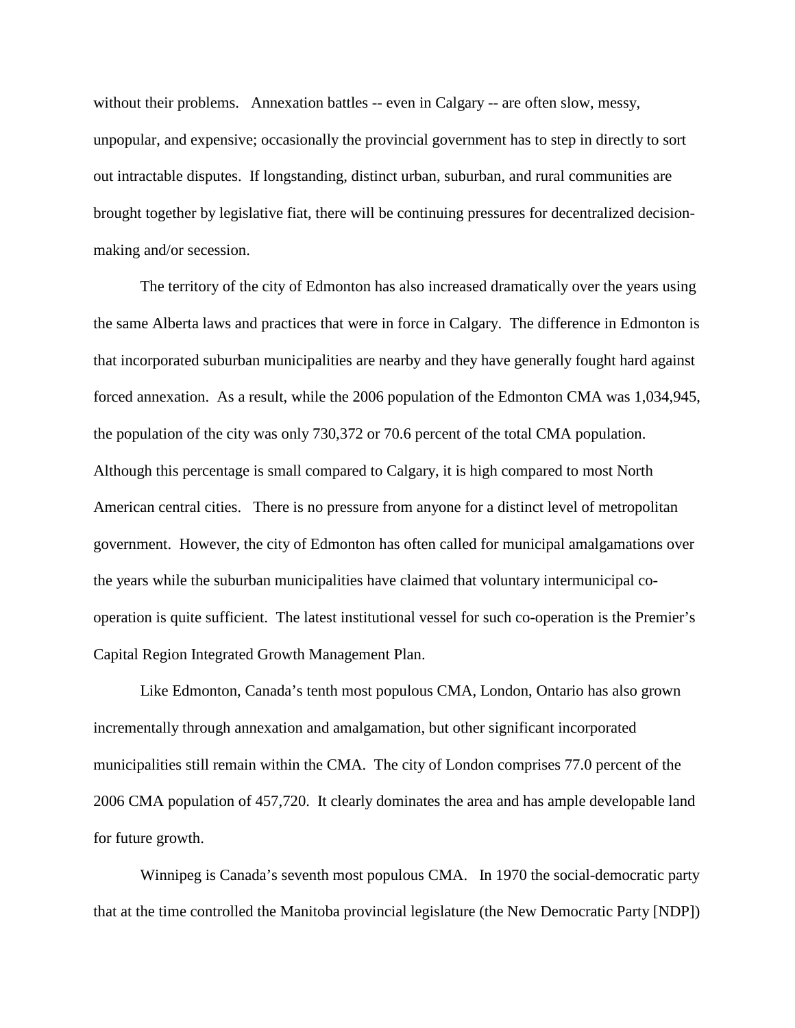without their problems. Annexation battles -- even in Calgary -- are often slow, messy, unpopular, and expensive; occasionally the provincial government has to step in directly to sort out intractable disputes. If longstanding, distinct urban, suburban, and rural communities are brought together by legislative fiat, there will be continuing pressures for decentralized decision-making and/or secession.

The territory of the city of Edmonton has also increased dramatically over the years using the same Alberta laws and practices that were in force in Calgary. The difference in Edmonton is that incorporated suburban municipalities are nearby and they have generally fought hard against forced annexation. As a result, while the 2006 population of the Edmonton CMA was 1,034,945, the population of the city was only 730,372 or 70.6 percent of the total CMA population. Although this percentage is small compared to Calgary, it is high compared to most North American central cities. There is no pressure from anyone for a distinct level of metropolitan government. However, the city of Edmonton has often called for municipal amalgamations over the years while the suburban municipalities have claimed that voluntary intermunicipal co-operation is quite sufficient. The latest institutional vessel for such co-operation is the Premier's Capital Region Integrated Growth Management Plan.

Like Edmonton, Canada's tenth most populous CMA, London, Ontario has also grown incrementally through annexation and amalgamation, but other significant incorporated municipalities still remain within the CMA. The city of London comprises 77.0 percent of the 2006 CMA population of 457,720. It clearly dominates the area and has ample developable land for future growth.

Winnipeg is Canada's seventh most populous CMA. In 1970 the social-democratic party that at the time controlled the Manitoba provincial legislature (the New Democratic Party [NDP])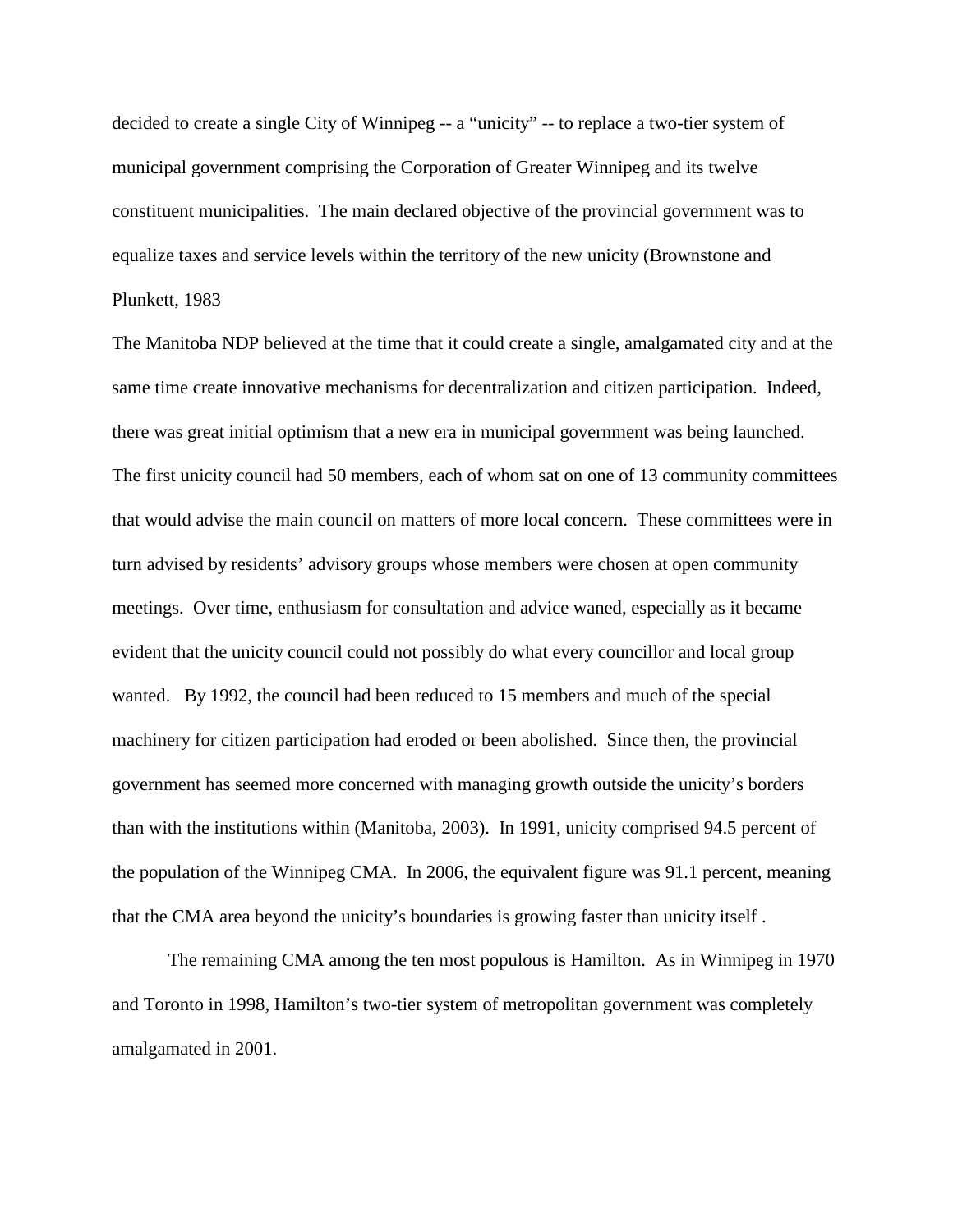decided to create a single City of Winnipeg -- a "unicity" -- to replace a two-tier system of municipal government comprising the Corporation of Greater Winnipeg and its twelve constituent municipalities. The main declared objective of the provincial government was to equalize taxes and service levels within the territory of the new unicity (Brownstone and Plunkett, 1983

The Manitoba NDP believed at the time that it could create a single, amalgamated city and at the same time create innovative mechanisms for decentralization and citizen participation. Indeed, there was great initial optimism that a new era in municipal government was being launched. The first unicity council had 50 members, each of whom sat on one of 13 community committees that would advise the main council on matters of more local concern. These committees were in turn advised by residents' advisory groups whose members were chosen at open community meetings. Over time, enthusiasm for consultation and advice waned, especially as it became evident that the unicity council could not possibly do what every councillor and local group wanted. By 1992, the council had been reduced to 15 members and much of the special machinery for citizen participation had eroded or been abolished. Since then, the provincial government has seemed more concerned with managing growth outside the unicity's borders than with the institutions within (Manitoba, 2003). In 1991, unicity comprised 94.5 percent of the population of the Winnipeg CMA. In 2006, the equivalent figure was 91.1 percent, meaning that the CMA area beyond the unicity's boundaries is growing faster than unicity itself .

The remaining CMA among the ten most populous is Hamilton. As in Winnipeg in 1970 and Toronto in 1998, Hamilton's two-tier system of metropolitan government was completely amalgamated in 2001.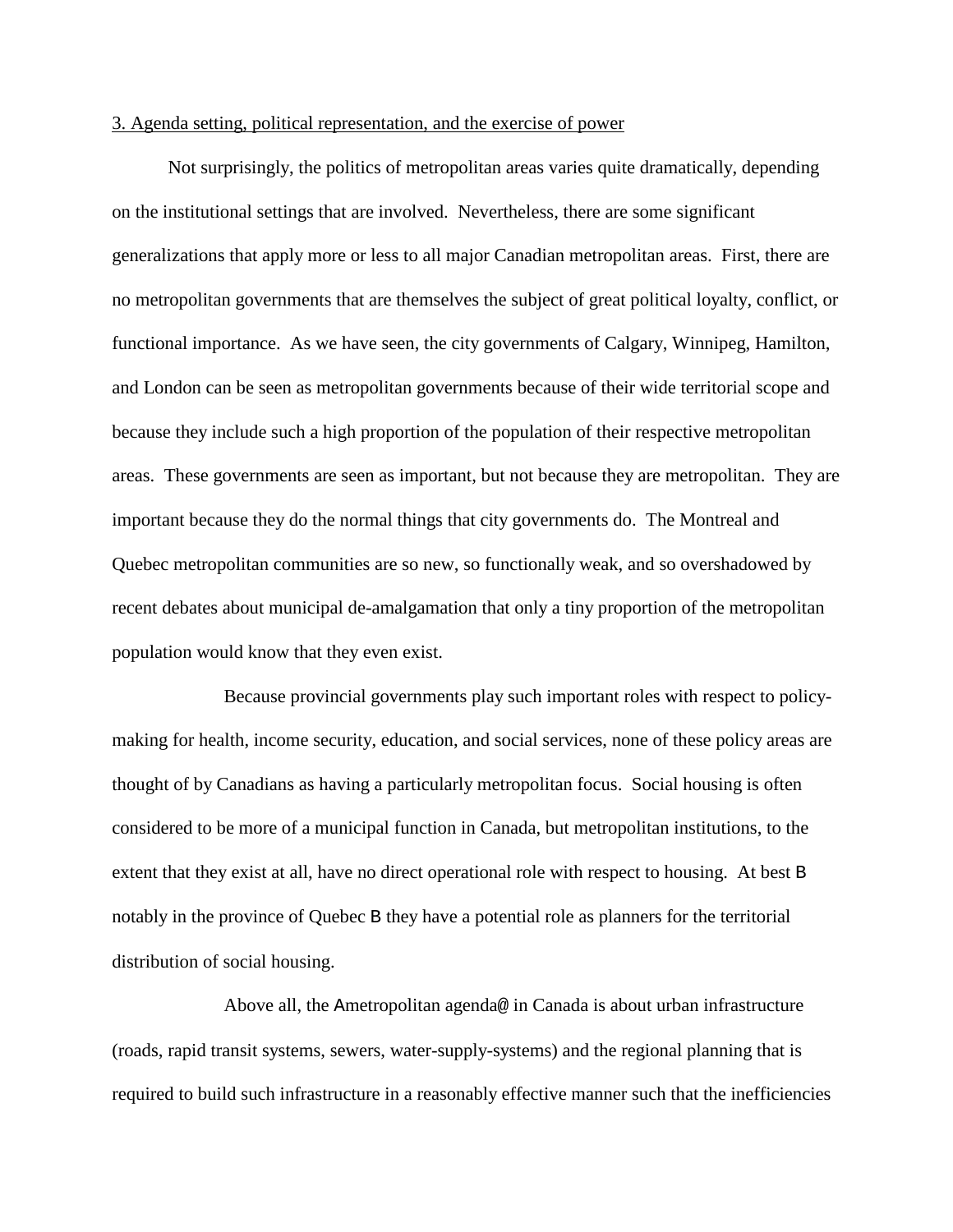3. Agenda setting, political representation, and the exercise of power

Not surprisingly, the politics of metropolitan areas varies quite dramatically, depending on the institutional settings that are involved. Nevertheless, there are some significant generalizations that apply more or less to all major Canadian metropolitan areas. First, there are no metropolitan governments that are themselves the subject of great political loyalty, conflict, or functional importance. As we have seen, the city governments of Calgary, Winnipeg, Hamilton, and London can be seen as metropolitan governments because of their wide territorial scope and because they include such a high proportion of the population of their respective metropolitan areas. These governments are seen as important, but not because they are metropolitan. They are important because they do the normal things that city governments do. The Montreal and Quebec metropolitan communities are so new, so functionally weak, and so overshadowed by recent debates about municipal de-amalgamation that only a tiny proportion of the metropolitan population would know that they even exist.

Because provincial governments play such important roles with respect to policy-making for health, income security, education, and social services, none of these policy areas are thought of by Canadians as having a particularly metropolitan focus. Social housing is often considered to be more of a municipal function in Canada, but metropolitan institutions, to the extent that they exist at all, have no direct operational role with respect to housing. At best B notably in the province of Quebec B they have a potential role as planners for the territorial distribution of social housing.

Above all, the Ametropolitan agenda@ in Canada is about urban infrastructure (roads, rapid transit systems, sewers, water-supply-systems) and the regional planning that is required to build such infrastructure in a reasonably effective manner such that the inefficiencies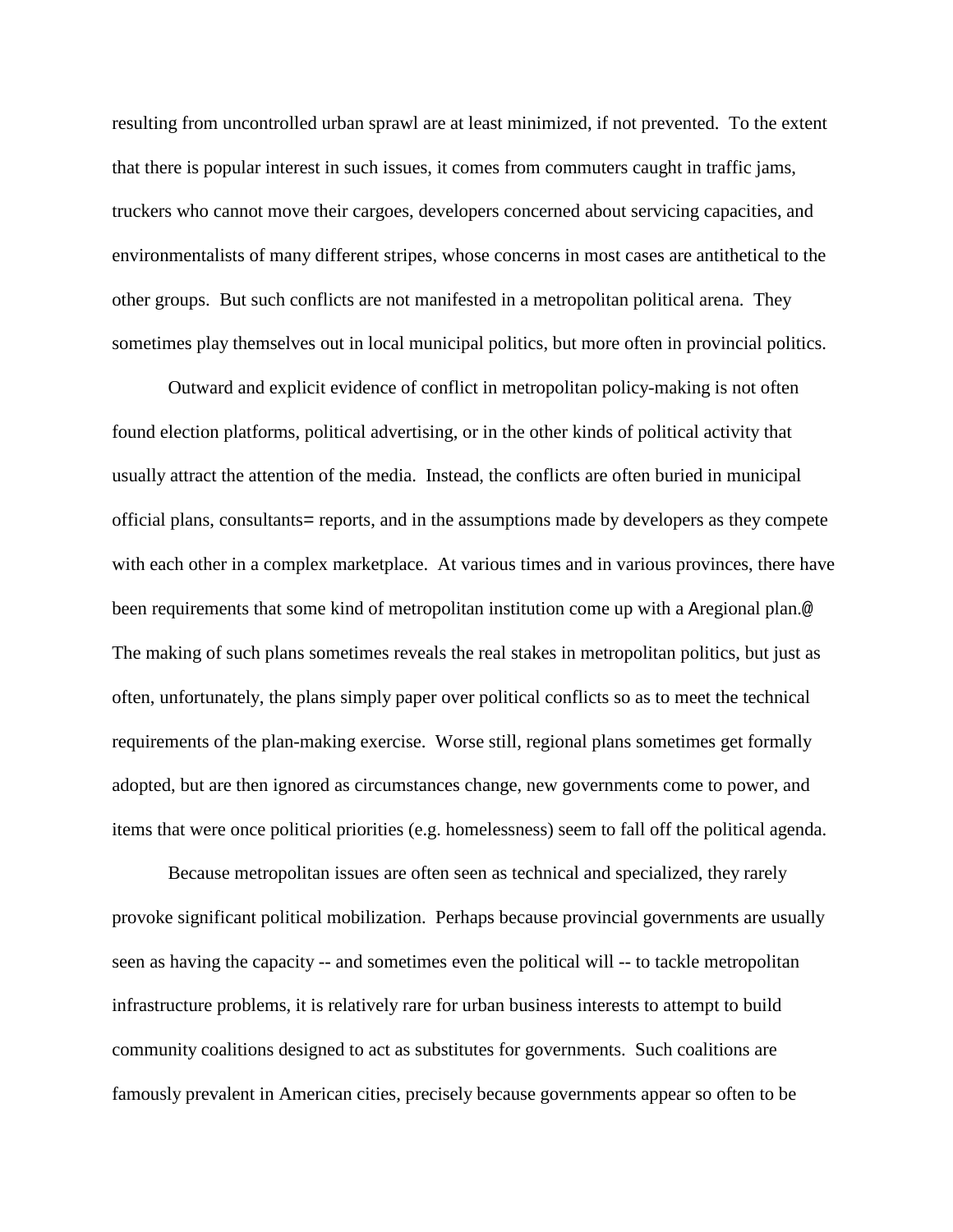resulting from uncontrolled urban sprawl are at least minimized, if not prevented. To the extent that there is popular interest in such issues, it comes from commuters caught in traffic jams, truckers who cannot move their cargoes, developers concerned about servicing capacities, and environmentalists of many different stripes, whose concerns in most cases are antithetical to the other groups. But such conflicts are not manifested in a metropolitan political arena. They sometimes play themselves out in local municipal politics, but more often in provincial politics.

Outward and explicit evidence of conflict in metropolitan policy-making is not often found election platforms, political advertising, or in the other kinds of political activity that usually attract the attention of the media. Instead, the conflicts are often buried in municipal official plans, consultants= reports, and in the assumptions made by developers as they compete with each other in a complex marketplace. At various times and in various provinces, there have been requirements that some kind of metropolitan institution come up with a Aregional plan.@ The making of such plans sometimes reveals the real stakes in metropolitan politics, but just as often, unfortunately, the plans simply paper over political conflicts so as to meet the technical requirements of the plan-making exercise. Worse still, regional plans sometimes get formally adopted, but are then ignored as circumstances change, new governments come to power, and items that were once political priorities (e.g. homelessness) seem to fall off the political agenda.

Because metropolitan issues are often seen as technical and specialized, they rarely provoke significant political mobilization. Perhaps because provincial governments are usually seen as having the capacity -- and sometimes even the political will -- to tackle metropolitan infrastructure problems, it is relatively rare for urban business interests to attempt to build community coalitions designed to act as substitutes for governments. Such coalitions are famously prevalent in American cities, precisely because governments appear so often to be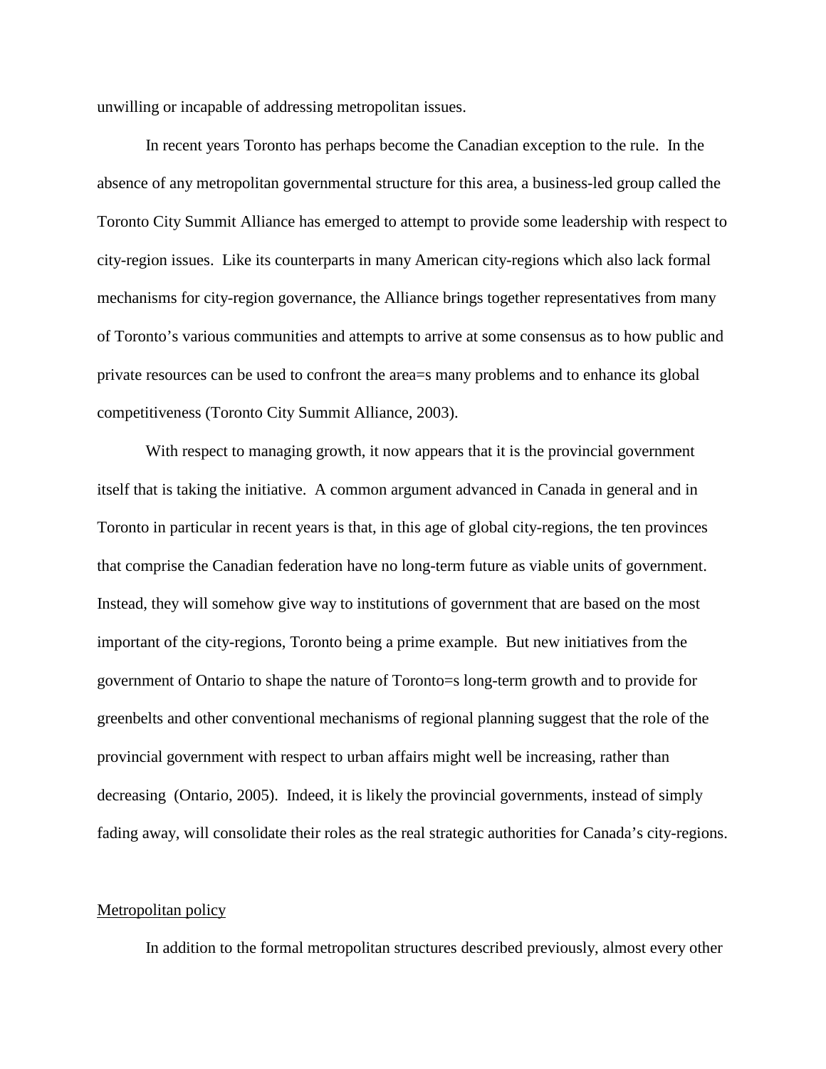unwilling or incapable of addressing metropolitan issues.

In recent years Toronto has perhaps become the Canadian exception to the rule. In the absence of any metropolitan governmental structure for this area, a business-led group called the Toronto City Summit Alliance has emerged to attempt to provide some leadership with respect to city-region issues. Like its counterparts in many American city-regions which also lack formal mechanisms for city-region governance, the Alliance brings together representatives from many of Toronto's various communities and attempts to arrive at some consensus as to how public and private resources can be used to confront the area=s many problems and to enhance its global competitiveness (Toronto City Summit Alliance, 2003).

With respect to managing growth, it now appears that it is the provincial government itself that is taking the initiative. A common argument advanced in Canada in general and in Toronto in particular in recent years is that, in this age of global city-regions, the ten provinces that comprise the Canadian federation have no long-term future as viable units of government. Instead, they will somehow give way to institutions of government that are based on the most important of the city-regions, Toronto being a prime example. But new initiatives from the government of Ontario to shape the nature of Toronto=s long-term growth and to provide for greenbelts and other conventional mechanisms of regional planning suggest that the role of the provincial government with respect to urban affairs might well be increasing, rather than decreasing (Ontario, 2005). Indeed, it is likely the provincial governments, instead of simply fading away, will consolidate their roles as the real strategic authorities for Canada's city-regions.

<u>Metropolitan policy</u>

In addition to the formal metropolitan structures described previously, almost every other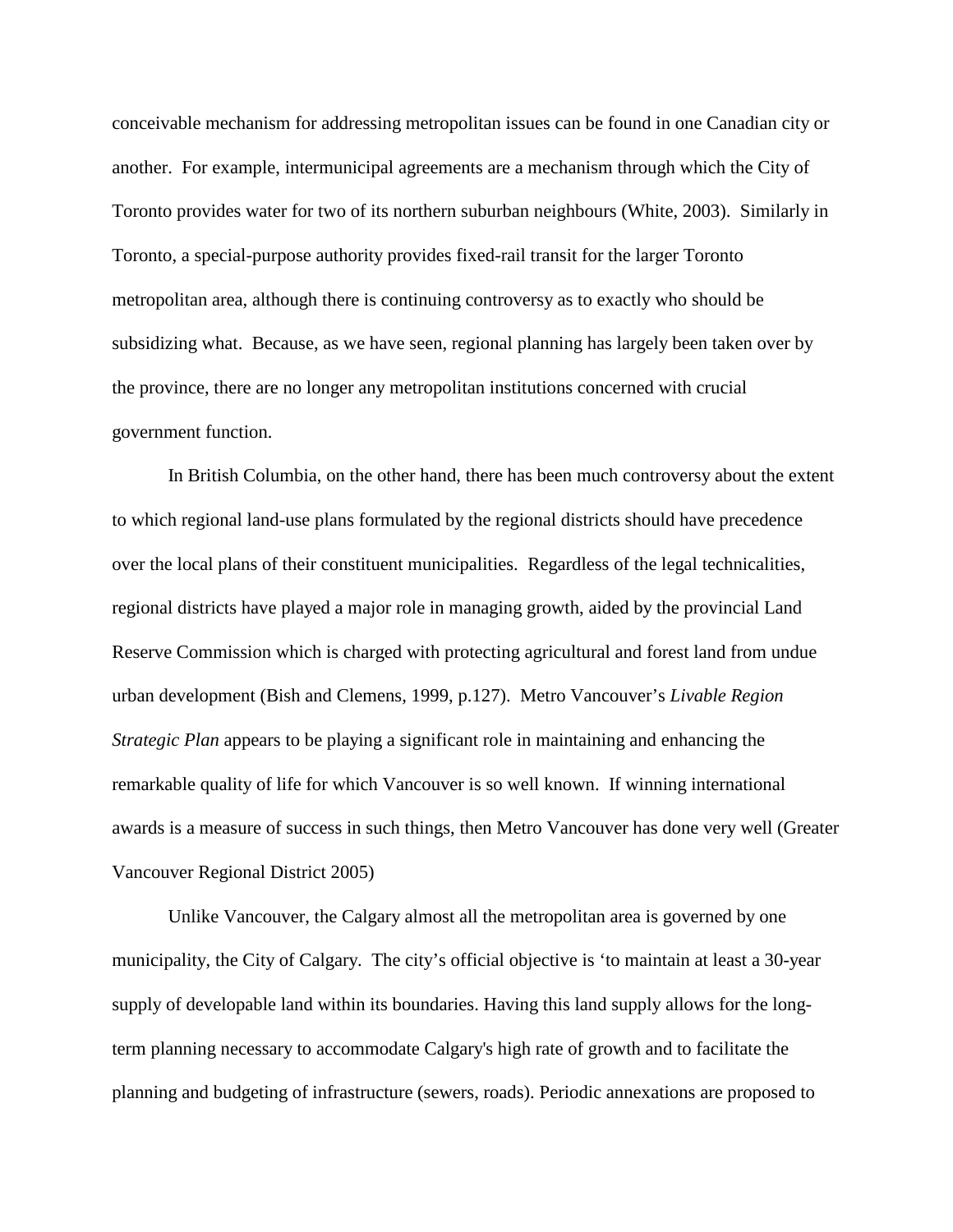conceivable mechanism for addressing metropolitan issues can be found in one Canadian city or another. For example, intermunicipal agreements are a mechanism through which the City of Toronto provides water for two of its northern suburban neighbours (White, 2003). Similarly in Toronto, a special-purpose authority provides fixed-rail transit for the larger Toronto metropolitan area, although there is continuing controversy as to exactly who should be subsidizing what. Because, as we have seen, regional planning has largely been taken over by the province, there are no longer any metropolitan institutions concerned with crucial government function.

In British Columbia, on the other hand, there has been much controversy about the extent to which regional land-use plans formulated by the regional districts should have precedence over the local plans of their constituent municipalities. Regardless of the legal technicalities, regional districts have played a major role in managing growth, aided by the provincial Land Reserve Commission which is charged with protecting agricultural and forest land from undue urban development (Bish and Clemens, 1999, p.127). Metro Vancouver's *Livable Region Strategic Plan* appears to be playing a significant role in maintaining and enhancing the remarkable quality of life for which Vancouver is so well known. If winning international awards is a measure of success in such things, then Metro Vancouver has done very well (Greater Vancouver Regional District 2005)

Unlike Vancouver, the Calgary almost all the metropolitan area is governed by one municipality, the City of Calgary. The city's official objective is 'to maintain at least a 30-year supply of developable land within its boundaries. Having this land supply allows for the long-term planning necessary to accommodate Calgary's high rate of growth and to facilitate the planning and budgeting of infrastructure (sewers, roads). Periodic annexations are proposed to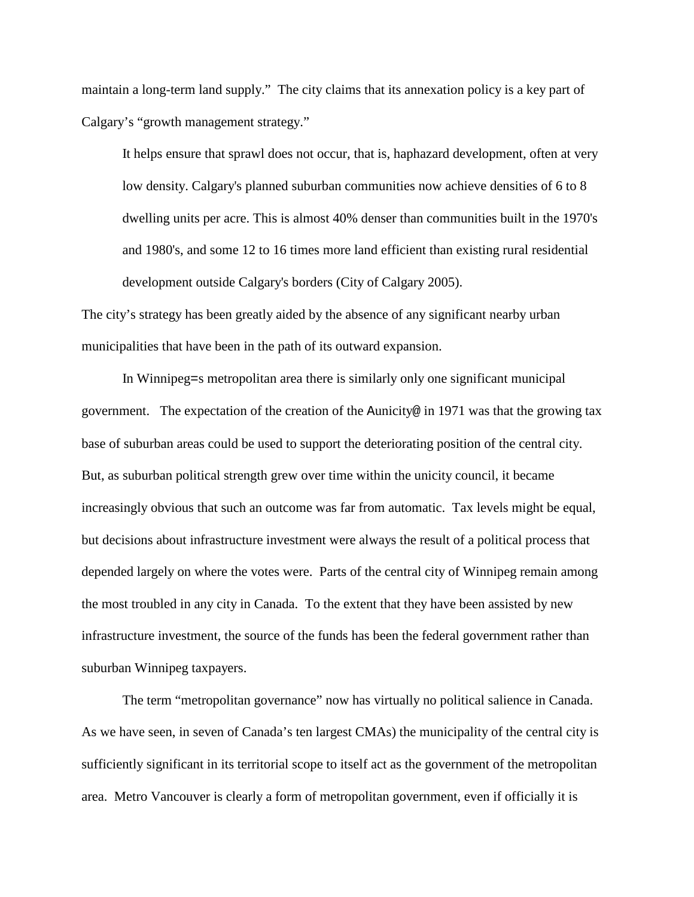maintain a long-term land supply." The city claims that its annexation policy is a key part of Calgary's "growth management strategy."

> It helps ensure that sprawl does not occur, that is, haphazard development, often at very low density. Calgary's planned suburban communities now achieve densities of 6 to 8 dwelling units per acre. This is almost 40% denser than communities built in the 1970's and 1980's, and some 12 to 16 times more land efficient than existing rural residential development outside Calgary's borders (City of Calgary 2005).

The city's strategy has been greatly aided by the absence of any significant nearby urban municipalities that have been in the path of its outward expansion.

In Winnipeg=s metropolitan area there is similarly only one significant municipal government. The expectation of the creation of the Aunicity@ in 1971 was that the growing tax base of suburban areas could be used to support the deteriorating position of the central city. But, as suburban political strength grew over time within the unicity council, it became increasingly obvious that such an outcome was far from automatic. Tax levels might be equal, but decisions about infrastructure investment were always the result of a political process that depended largely on where the votes were. Parts of the central city of Winnipeg remain among the most troubled in any city in Canada. To the extent that they have been assisted by new infrastructure investment, the source of the funds has been the federal government rather than suburban Winnipeg taxpayers.

The term "metropolitan governance" now has virtually no political salience in Canada. As we have seen, in seven of Canada's ten largest CMAs) the municipality of the central city is sufficiently significant in its territorial scope to itself act as the government of the metropolitan area. Metro Vancouver is clearly a form of metropolitan government, even if officially it is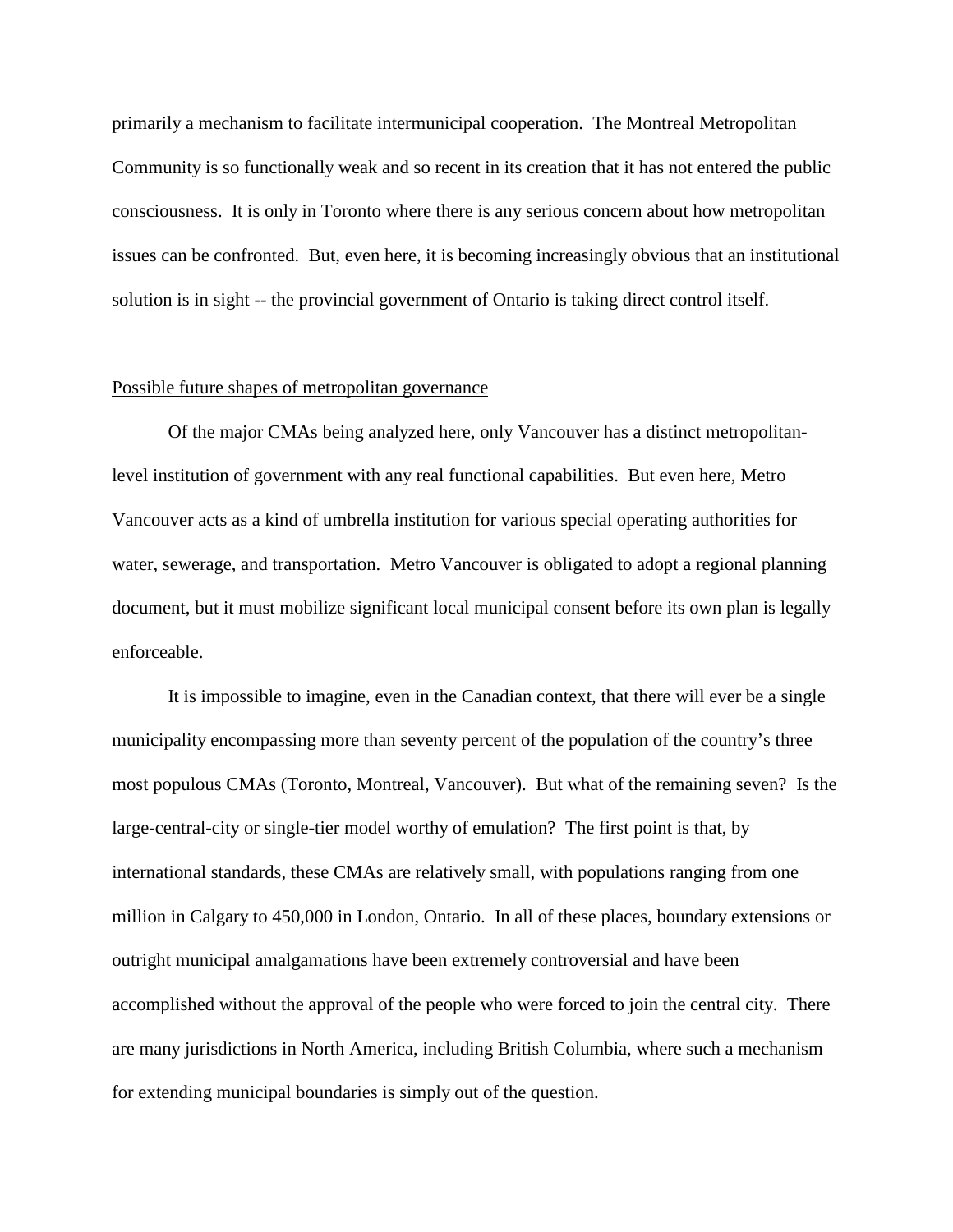primarily a mechanism to facilitate intermunicipal cooperation. The Montreal Metropolitan Community is so functionally weak and so recent in its creation that it has not entered the public consciousness. It is only in Toronto where there is any serious concern about how metropolitan issues can be confronted. But, even here, it is becoming increasingly obvious that an institutional solution is in sight -- the provincial government of Ontario is taking direct control itself.

## Possible future shapes of metropolitan governance

Of the major CMAs being analyzed here, only Vancouver has a distinct metropolitan-level institution of government with any real functional capabilities. But even here, Metro Vancouver acts as a kind of umbrella institution for various special operating authorities for water, sewerage, and transportation. Metro Vancouver is obligated to adopt a regional planning document, but it must mobilize significant local municipal consent before its own plan is legally enforceable.

It is impossible to imagine, even in the Canadian context, that there will ever be a single municipality encompassing more than seventy percent of the population of the country's three most populous CMAs (Toronto, Montreal, Vancouver). But what of the remaining seven? Is the large-central-city or single-tier model worthy of emulation? The first point is that, by international standards, these CMAs are relatively small, with populations ranging from one million in Calgary to 450,000 in London, Ontario. In all of these places, boundary extensions or outright municipal amalgamations have been extremely controversial and have been accomplished without the approval of the people who were forced to join the central city. There are many jurisdictions in North America, including British Columbia, where such a mechanism for extending municipal boundaries is simply out of the question.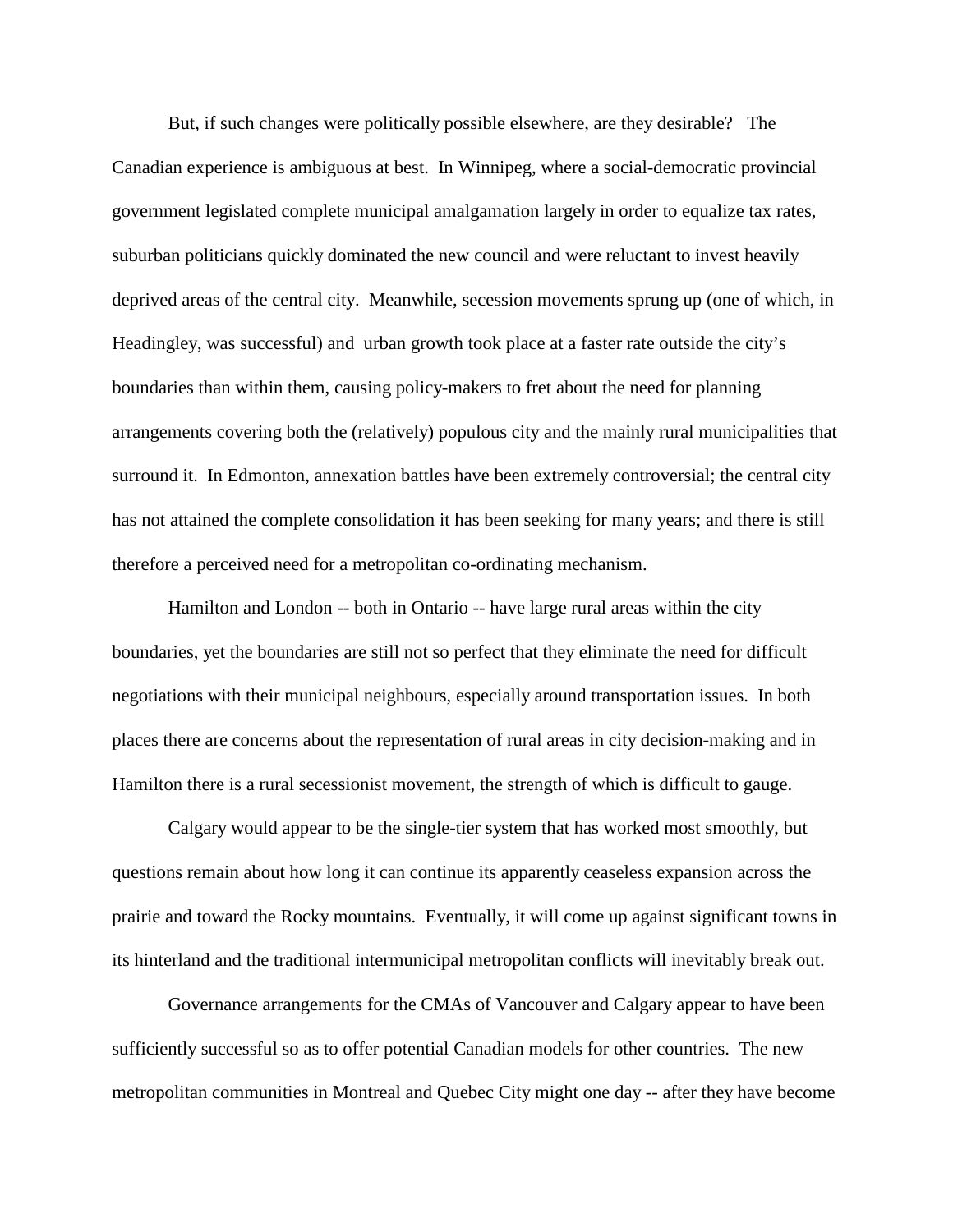But, if such changes were politically possible elsewhere, are they desirable? The Canadian experience is ambiguous at best. In Winnipeg, where a social-democratic provincial government legislated complete municipal amalgamation largely in order to equalize tax rates, suburban politicians quickly dominated the new council and were reluctant to invest heavily deprived areas of the central city. Meanwhile, secession movements sprung up (one of which, in Headingley, was successful) and urban growth took place at a faster rate outside the city's boundaries than within them, causing policy-makers to fret about the need for planning arrangements covering both the (relatively) populous city and the mainly rural municipalities that surround it. In Edmonton, annexation battles have been extremely controversial; the central city has not attained the complete consolidation it has been seeking for many years; and there is still therefore a perceived need for a metropolitan co-ordinating mechanism.

Hamilton and London -- both in Ontario -- have large rural areas within the city boundaries, yet the boundaries are still not so perfect that they eliminate the need for difficult negotiations with their municipal neighbours, especially around transportation issues. In both places there are concerns about the representation of rural areas in city decision-making and in Hamilton there is a rural secessionist movement, the strength of which is difficult to gauge.

Calgary would appear to be the single-tier system that has worked most smoothly, but questions remain about how long it can continue its apparently ceaseless expansion across the prairie and toward the Rocky mountains. Eventually, it will come up against significant towns in its hinterland and the traditional intermunicipal metropolitan conflicts will inevitably break out.

Governance arrangements for the CMAs of Vancouver and Calgary appear to have been sufficiently successful so as to offer potential Canadian models for other countries. The new metropolitan communities in Montreal and Quebec City might one day -- after they have become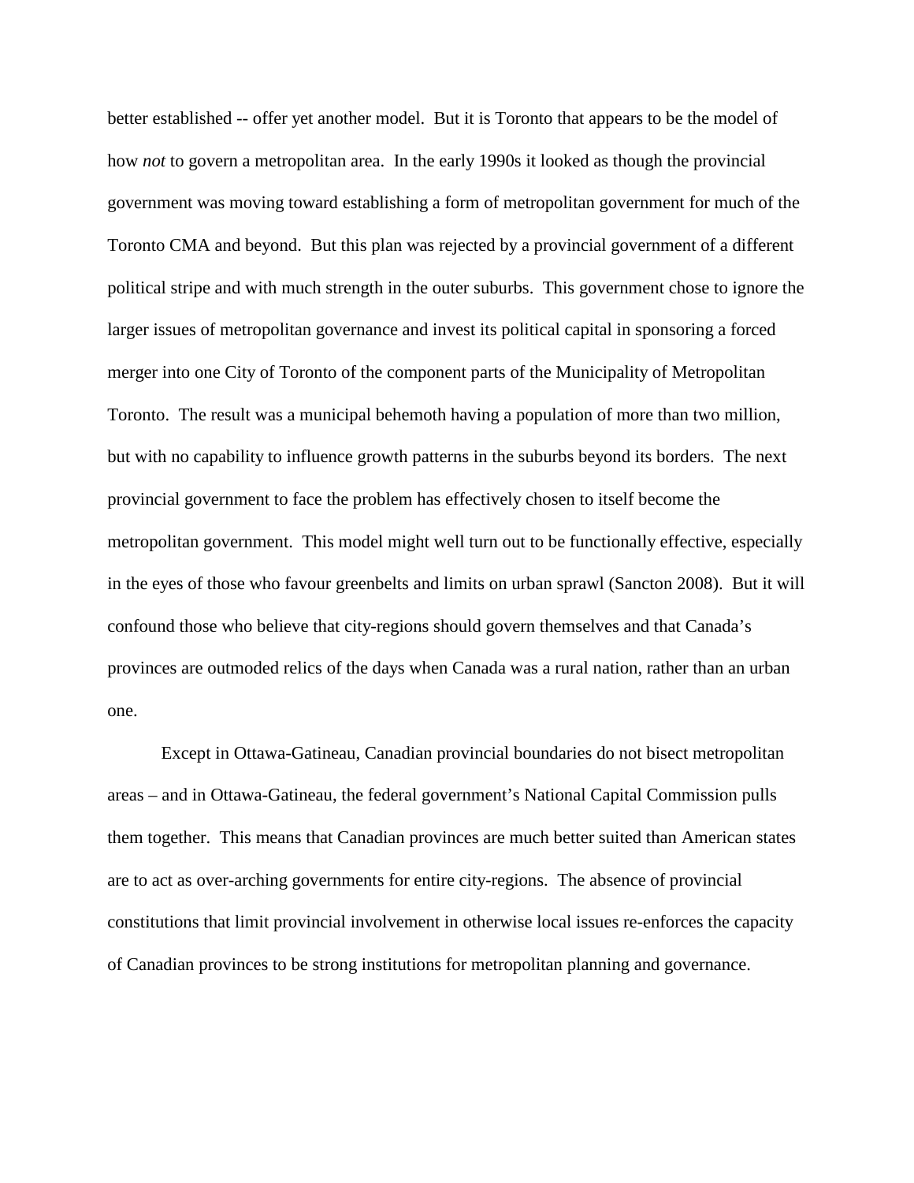better established -- offer yet another model.  But it is Toronto that appears to be the model of how *not* to govern a metropolitan area.  In the early 1990s it looked as though the provincial government was moving toward establishing a form of metropolitan government for much of the Toronto CMA and beyond.  But this plan was rejected by a provincial government of a different political stripe and with much strength in the outer suburbs.  This government chose to ignore the larger issues of metropolitan governance and invest its political capital in sponsoring a forced merger into one City of Toronto of the component parts of the Municipality of Metropolitan Toronto.  The result was a municipal behemoth having a population of more than two million, but with no capability to influence growth patterns in the suburbs beyond its borders.  The next provincial government to face the problem has effectively chosen to itself become the metropolitan government.  This model might well turn out to be functionally effective, especially in the eyes of those who favour greenbelts and limits on urban sprawl (Sancton 2008).  But it will confound those who believe that city-regions should govern themselves and that Canada's provinces are outmoded relics of the days when Canada was a rural nation, rather than an urban one.

Except in Ottawa-Gatineau, Canadian provincial boundaries do not bisect metropolitan areas – and in Ottawa-Gatineau, the federal government's National Capital Commission pulls them together.  This means that Canadian provinces are much better suited than American states are to act as over-arching governments for entire city-regions.  The absence of provincial constitutions that limit provincial involvement in otherwise local issues re-enforces the capacity of Canadian provinces to be strong institutions for metropolitan planning and governance.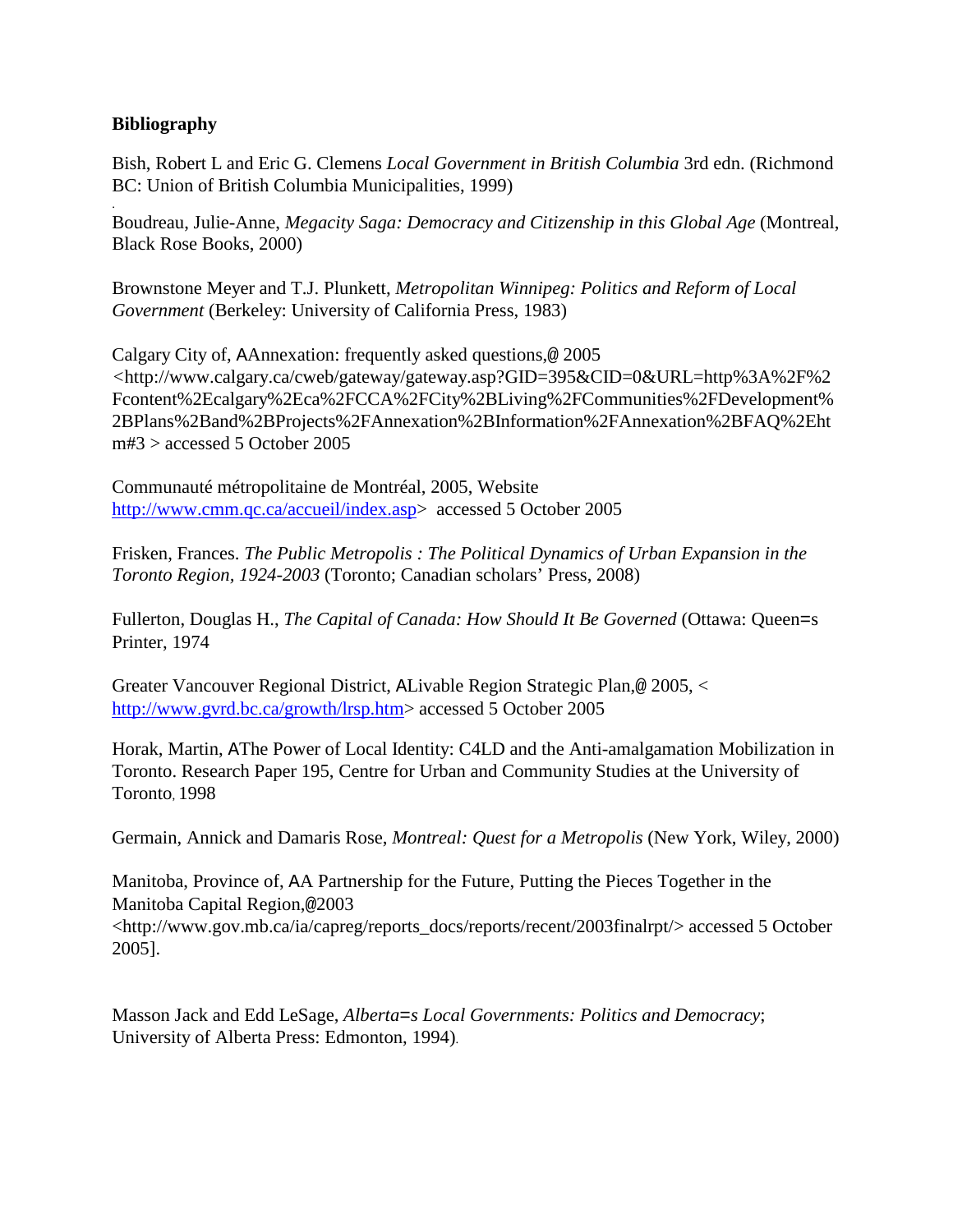**Bibliography**

Bish, Robert L and Eric G. Clemens *Local Government in British Columbia* 3rd edn. (Richmond BC: Union of British Columbia Municipalities, 1999)

Boudreau, Julie-Anne, *Megacity Saga: Democracy and Citizenship in this Global Age* (Montreal, Black Rose Books, 2000)

Brownstone Meyer and T.J. Plunkett, *Metropolitan Winnipeg: Politics and Reform of Local Government* (Berkeley: University of California Press, 1983)

Calgary City of, AAnnexation: frequently asked questions,@ 2005 <http://www.calgary.ca/cweb/gateway/gateway.asp?GID=395&CID=0&URL=http%3A%2F%2Fcontent%2Ecalgary%2Eca%2FCCA%2FCity%2BLiving%2FCommunities%2FDevelopment%2BPlans%2Band%2BProjects%2FAnnexation%2BInformation%2FAnnexation%2BFAQ%2Ehtm#3 > accessed 5 October 2005

Communauté métropolitaine de Montréal, 2005, Website http://www.cmm.qc.ca/accueil/index.asp> accessed 5 October 2005

Frisken, Frances. *The Public Metropolis : The Political Dynamics of Urban Expansion in the Toronto Region, 1924-2003* (Toronto; Canadian scholars' Press, 2008)

Fullerton, Douglas H., *The Capital of Canada: How Should It Be Governed* (Ottawa: Queen=s Printer, 1974

Greater Vancouver Regional District, ALivable Region Strategic Plan,@ 2005, < http://www.gvrd.bc.ca/growth/lrsp.htm> accessed 5 October 2005

Horak, Martin, AThe Power of Local Identity: C4LD and the Anti-amalgamation Mobilization in Toronto. Research Paper 195, Centre for Urban and Community Studies at the University of Toronto, 1998

Germain, Annick and Damaris Rose, *Montreal: Quest for a Metropolis* (New York, Wiley, 2000)

Manitoba, Province of, AA Partnership for the Future, Putting the Pieces Together in the Manitoba Capital Region,@2003 <http://www.gov.mb.ca/ia/capreg/reports_docs/reports/recent/2003finalrpt/> accessed 5 October 2005].

Masson Jack and Edd LeSage, *Alberta=s Local Governments: Politics and Democracy*; University of Alberta Press: Edmonton, 1994).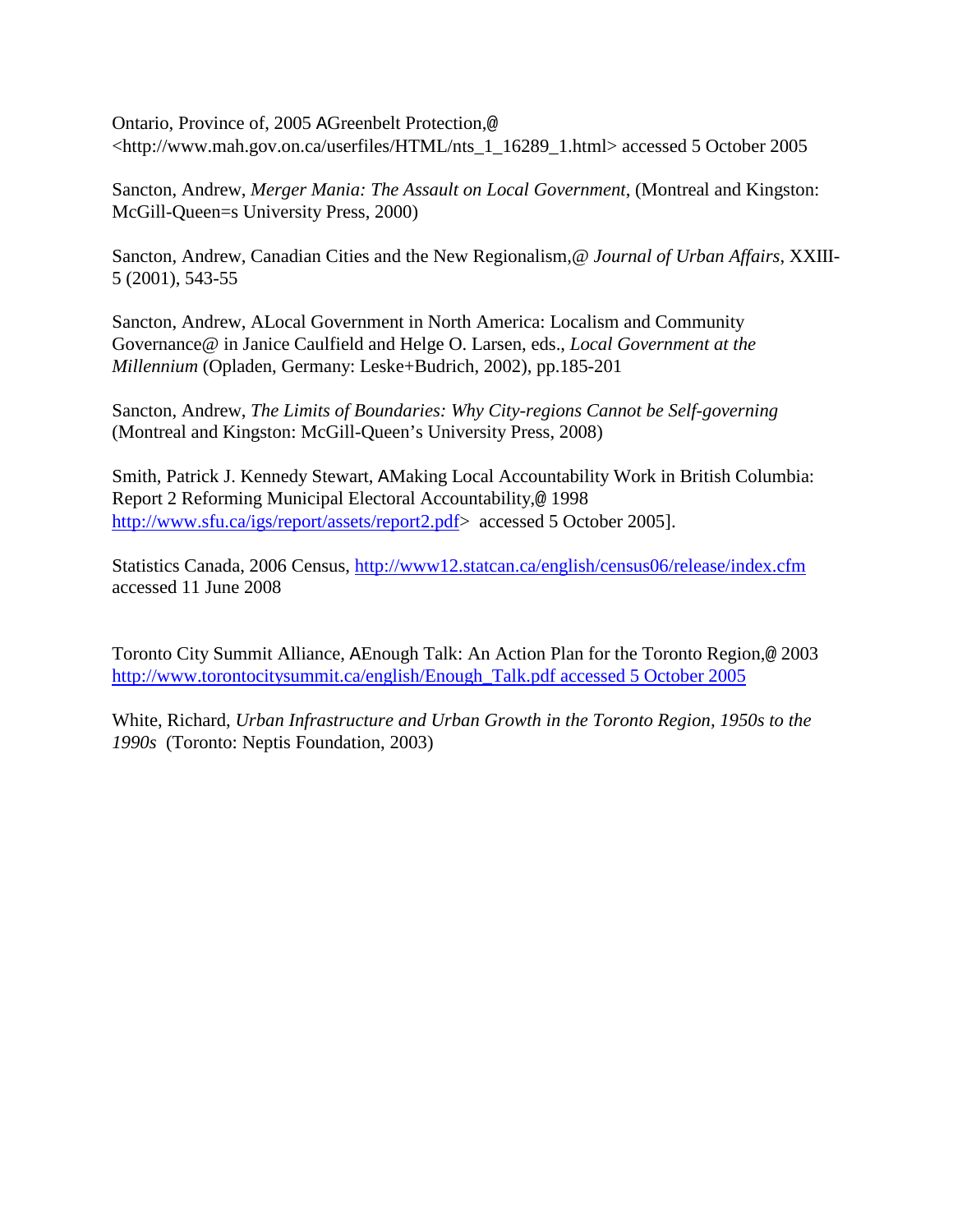Ontario, Province of, 2005 AGreenbelt Protection,@ <http://www.mah.gov.on.ca/userfiles/HTML/nts_1_16289_1.html> accessed 5 October 2005

Sancton, Andrew, *Merger Mania: The Assault on Local Government*, (Montreal and Kingston: McGill-Queen=s University Press, 2000)

Sancton, Andrew, Canadian Cities and the New Regionalism,@ *Journal of Urban Affairs*, XXIII-5 (2001), 543-55

Sancton, Andrew, ALocal Government in North America: Localism and Community Governance@ in Janice Caulfield and Helge O. Larsen, eds., *Local Government at the Millennium* (Opladen, Germany: Leske+Budrich, 2002), pp.185-201

Sancton, Andrew, *The Limits of Boundaries: Why City-regions Cannot be Self-governing* (Montreal and Kingston: McGill-Queen's University Press, 2008)

Smith, Patrick J. Kennedy Stewart, AMaking Local Accountability Work in British Columbia: Report 2 Reforming Municipal Electoral Accountability,@ 1998 http://www.sfu.ca/igs/report/assets/report2.pdf> accessed 5 October 2005].

Statistics Canada, 2006 Census, http://www12.statcan.ca/english/census06/release/index.cfm accessed 11 June 2008

Toronto City Summit Alliance, AEnough Talk: An Action Plan for the Toronto Region,@ 2003 http://www.torontocitysummit.ca/english/Enough_Talk.pdf accessed 5 October 2005

White, Richard, *Urban Infrastructure and Urban Growth in the Toronto Region, 1950s to the 1990s* (Toronto: Neptis Foundation, 2003)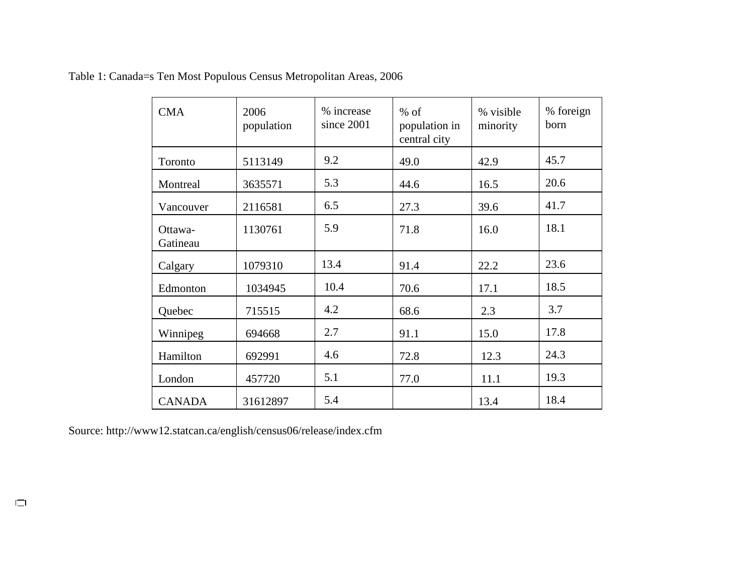Table 1: Canada=s Ten Most Populous Census Metropolitan Areas, 2006

| CMA | 2006 population | % increase since 2001 | % of population in central city | % visible minority | % foreign born |
|---|---|---|---|---|---|
| Toronto | 5113149 | 9.2 | 49.0 | 42.9 | 45.7 |
| Montreal | 3635571 | 5.3 | 44.6 | 16.5 | 20.6 |
| Vancouver | 2116581 | 6.5 | 27.3 | 39.6 | 41.7 |
| Ottawa-Gatineau | 1130761 | 5.9 | 71.8 | 16.0 | 18.1 |
| Calgary | 1079310 | 13.4 | 91.4 | 22.2 | 23.6 |
| Edmonton | 1034945 | 10.4 | 70.6 | 17.1 | 18.5 |
| Quebec | 715515 | 4.2 | 68.6 | 2.3 | 3.7 |
| Winnipeg | 694668 | 2.7 | 91.1 | 15.0 | 17.8 |
| Hamilton | 692991 | 4.6 | 72.8 | 12.3 | 24.3 |
| London | 457720 | 5.1 | 77.0 | 11.1 | 19.3 |
| CANADA | 31612897 | 5.4 | | 13.4 | 18.4 |

Source: http://www12.statcan.ca/english/census06/release/index.cfm